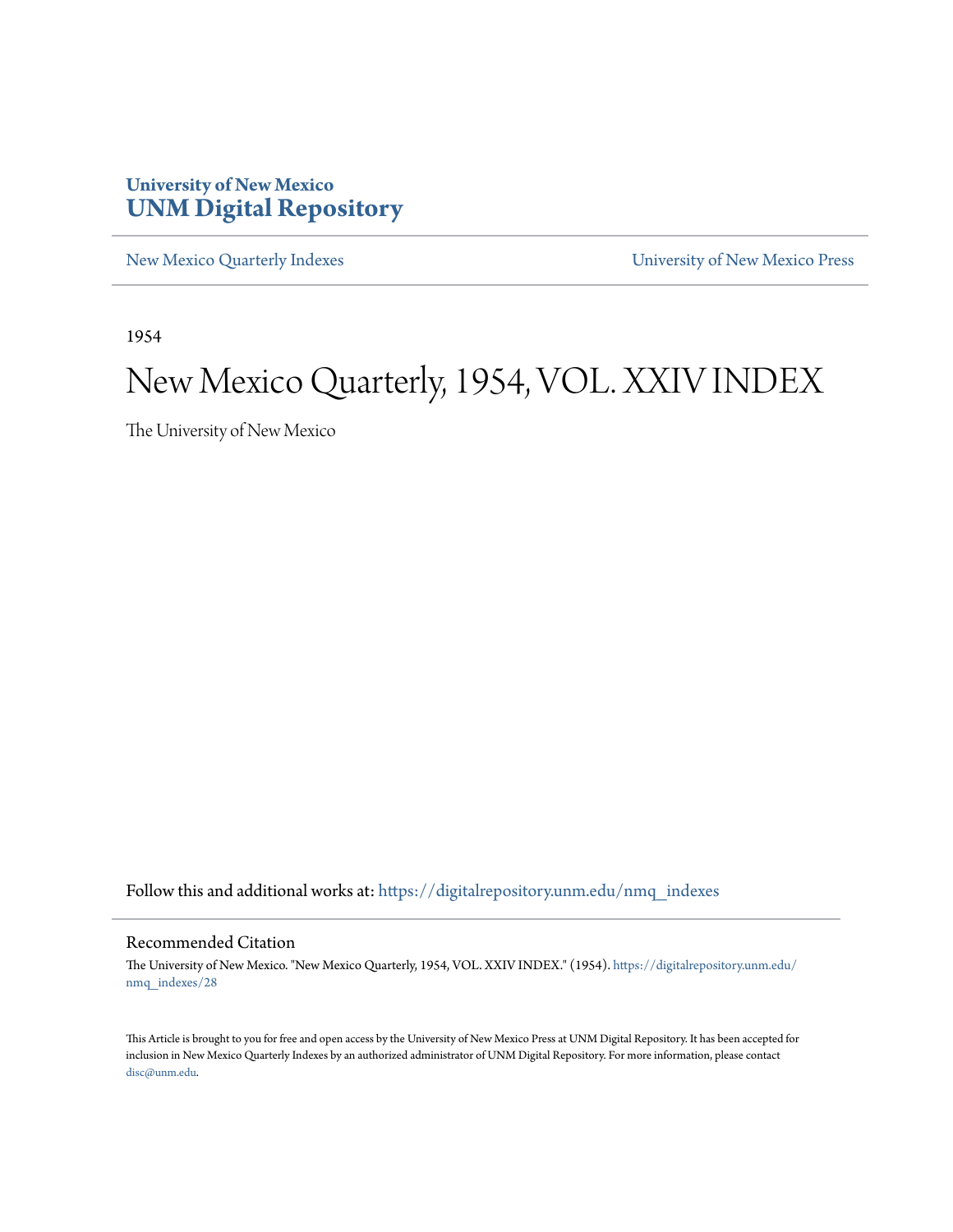# University of New Mexico
# UNM Digital Repository

New Mexico Quarterly Indexes | University of New Mexico Press

1954

# New Mexico Quarterly, 1954, VOL. XXIV INDEX

The University of New Mexico

Follow this and additional works at: https://digitalrepository.unm.edu/nmq_indexes

## Recommended Citation

The University of New Mexico. "New Mexico Quarterly, 1954, VOL. XXIV INDEX." (1954). https://digitalrepository.unm.edu/nmq_indexes/28

This Article is brought to you for free and open access by the University of New Mexico Press at UNM Digital Repository. It has been accepted for inclusion in New Mexico Quarterly Indexes by an authorized administrator of UNM Digital Repository. For more information, please contact disc@unm.edu.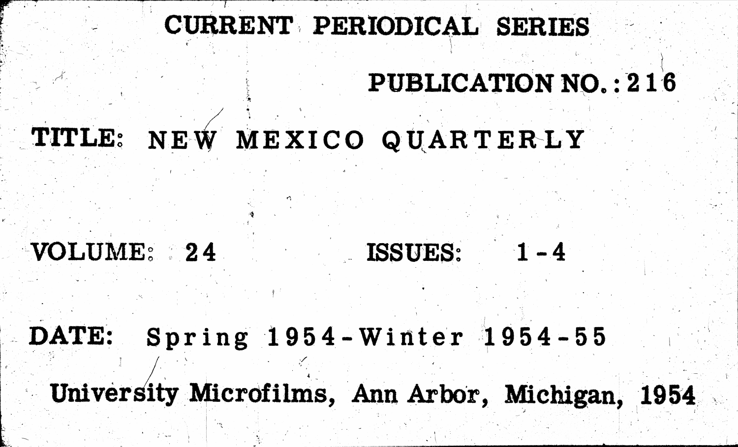# CURRENT PERIODICAL SERIES

PUBLICATION NO.: 216

TITLE: NEW MEXICO QUARTERLY

VOLUME: 24 ISSUES: 1-4

DATE: Spring 1954-Winter 1954-55

University Microfilms, Ann Arbor, Michigan, 1954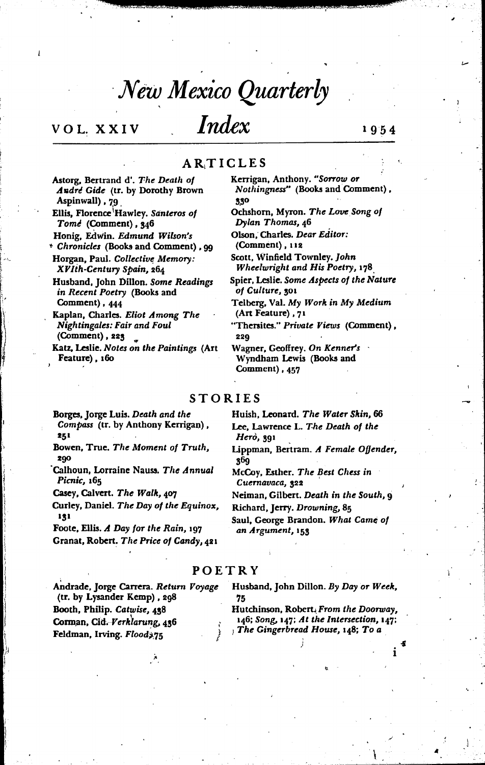# New Mexico Quarterly

## VOL. XXIV — Index — 1954

### ARTICLES

Astorg, Bertrand d'. *The Death of André Gide* (tr. by Dorothy Brown Aspinwall), 79

Ellis, Florence Hawley. *Santeros of Tomé* (Comment), 346

Honig, Edwin. *Edmund Wilson's Chronicles* (Books and Comment), 99

Horgan, Paul. *Collective Memory: XVIth-Century Spain*, 264

Husband, John Dillon. *Some Readings in Recent Poetry* (Books and Comment), 444

Kaplan, Charles. *Eliot Among The Nightingales: Fair and Foul* (Comment), 223

Katz, Leslie. *Notes on the Paintings* (Art Feature), 160

Kerrigan, Anthony. *"Sorrow or Nothingness"* (Books and Comment), 330

Ochshorn, Myron. *The Love Song of Dylan Thomas*, 46

Olson, Charles. *Dear Editor:* (Comment), 112

Scott, Winfield Townley. *John Wheelwright and His Poetry*, 178

Spier, Leslie. *Some Aspects of the Nature of Culture*, 301

Telberg, Val. *My Work in My Medium* (Art Feature), 71

"Thersites." *Private Views* (Comment), 229

Wagner, Geoffrey. *On Kenner's Wyndham Lewis* (Books and Comment), 457

### STORIES

Borges, Jorge Luis. *Death and the Compass* (tr. by Anthony Kerrigan), 251

Bowen, True. *The Moment of Truth*, 290

Calhoun, Lorraine Nauss. *The Annual Picnic*, 165

Casey, Calvert. *The Walk*, 407

Curley, Daniel. *The Day of the Equinox*, 131

Foote, Ellis. *A Day for the Rain*, 197

Granat, Robert. *The Price of Candy*, 421

Huish, Leonard. *The Water Skin*, 66

Lee, Lawrence L. *The Death of the Hero*, 391

Lippman, Bertram. *A Female Offender*, 369

McCoy, Esther. *The Best Chess in Cuernavaca*, 322

Neiman, Gilbert. *Death in the South*, 9

Richard, Jerry. *Drowning*, 85

Saul, George Brandon. *What Came of an Argument*, 153

### POETRY

Andrade, Jorge Carrera. *Return Voyage* (tr. by Lysander Kemp), 298

Booth, Philip. *Catwise*, 438

Corman, Cid. *Verklarung*, 436

Feldman, Irving. *Flood*, 75

Husband, John Dillon. *By Day or Week*, 75

Hutchinson, Robert. *From the Doorway*, 146; *Song*, 147; *At the Intersection*, 147; *The Gingerbread House*, 148; *To a*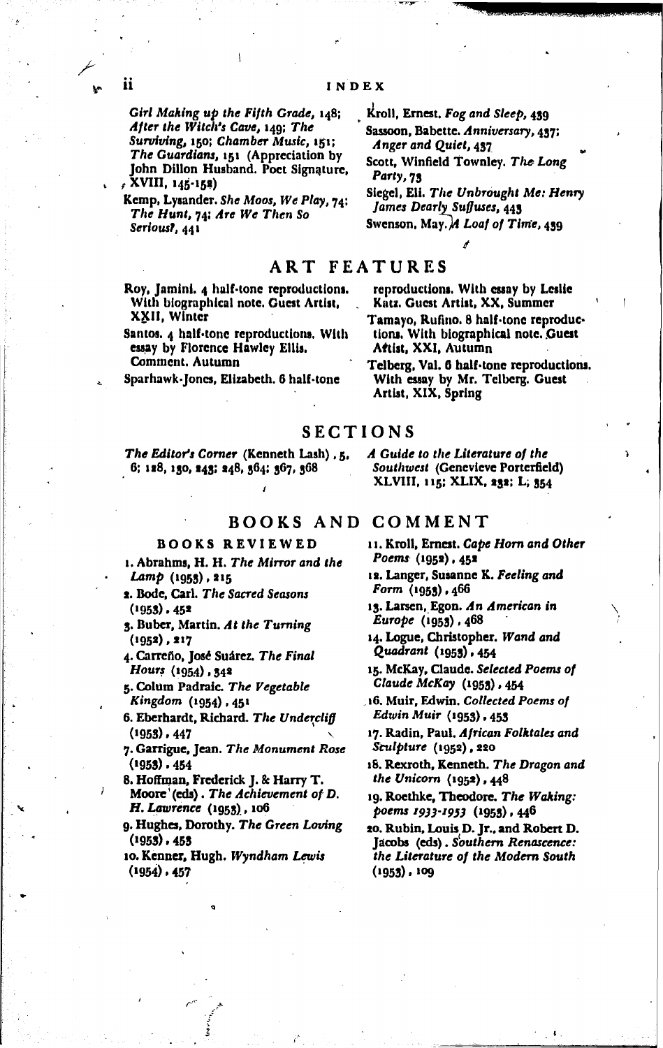Girl Making up the Fifth Grade, 148; After the Witch's Cave, 149; The Surviving, 150; Chamber Music, 151; The Guardians, 151 (Appreciation by John Dillon Husband. Poet Signature, XVIII, 145-152)

Kemp, Lysander. *She Moos, We Play*, 74; *The Hunt*, 74; *Are We Then So Serious?*, 441

Kroll, Ernest. *Fog and Sleep*, 439

Sassoon, Babette. *Anniversary*, 437; *Anger and Quiet*, 437

Scott, Winfield Townley. *The Long Party*, 73

Siegel, Eli. *The Unbrought Me: Henry James Dearly Suffuses*, 443

Swenson, May. *A Loaf of Time*, 439

## ART FEATURES

Roy, Jamini. 4 half-tone reproductions. With biographical note. Guest Artist, XXII, Winter

Santos. 4 half-tone reproductions. With essay by Florence Hawley Ellis. Comment. Autumn

Sparhawk-Jones, Elizabeth. 6 half-tone reproductions. With essay by Leslie Katz. Guest Artist, XX, Summer

Tamayo, Rufino. 8 half-tone reproductions. With biographical note. Guest Artist, XXI, Autumn

Telberg, Val. 6 half-tone reproductions. With essay by Mr. Telberg. Guest Artist, XIX, Spring

## SECTIONS

*The Editor's Corner* (Kenneth Lash), 5, 6; 128, 130, 243; 248, 364; 367, 368

*A Guide to the Literature of the Southwest* (Genevieve Porterfield) XLVIII, 115; XLIX, 232; L, 354

## BOOKS AND COMMENT

### BOOKS REVIEWED

1. Abrahms, H. H. *The Mirror and the Lamp* (1953), 215
2. Bode, Carl. *The Sacred Seasons* (1953), 452
3. Buber, Martin. *At the Turning* (1952), 217
4. Carreño, José Suárez. *The Final Hours* (1954), 342
5. Colum Padraic. *The Vegetable Kingdom* (1954), 451
6. Eberhardt, Richard. *The Undercliff* (1953), 447
7. Garrigue, Jean. *The Monument Rose* (1953), 454
8. Hoffman, Frederick J. & Harry T. Moore (eds). *The Achievement of D. H. Lawrence* (1953), 106
9. Hughes, Dorothy. *The Green Loving* (1953), 453
10. Kenner, Hugh. *Wyndham Lewis* (1954), 457
11. Kroll, Ernest. *Cape Horn and Other Poems* (1952), 452
12. Langer, Susanne K. *Feeling and Form* (1953), 466
13. Larsen, Egon. *An American in Europe* (1953), 468
14. Logue, Christopher. *Wand and Quadrant* (1953), 454
15. McKay, Claude. *Selected Poems of Claude McKay* (1953), 454
16. Muir, Edwin. *Collected Poems of Edwin Muir* (1953), 453
17. Radin, Paul. *African Folktales and Sculpture* (1952), 220
18. Rexroth, Kenneth. *The Dragon and the Unicorn* (1952), 448
19. Roethke, Theodore. *The Waking: poems 1933-1953* (1953), 446
20. Rubin, Louis D. Jr., and Robert D. Jacobs (eds). *Southern Renascence: the Literature of the Modern South* (1953), 109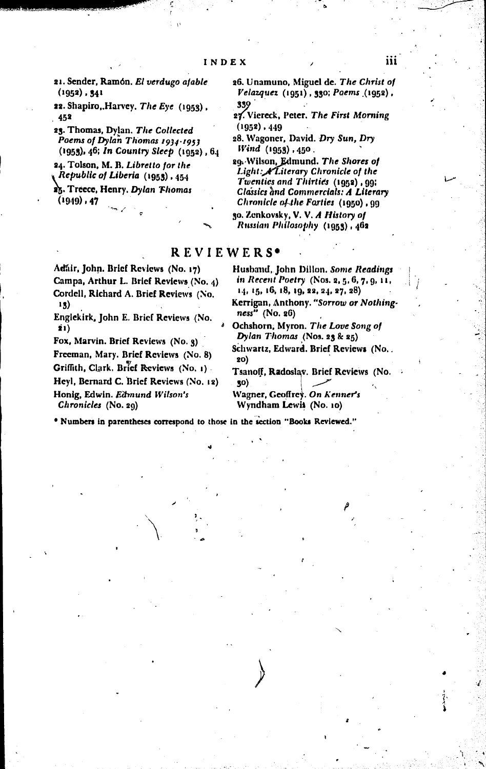21. Sender, Ramón. *El verdugo afable* (1952), 341

22. Shapiro, Harvey. *The Eye* (1953), 452

23. Thomas, Dylan. *The Collected Poems of Dylan Thomas 1934-1953* (1953), 46; *In Country Sleep* (1952), 64

24. Tolson, M. B. *Libretto for the Republic of Liberia* (1953), 454

25. Treece, Henry. *Dylan Thomas* (1949), 47

26. Unamuno, Miguel de. *The Christ of Velazquez* (1951), 330; *Poems* (1952), 339

27. Viereck, Peter. *The First Morning* (1952), 449

28. Wagoner, David. *Dry Sun, Dry Wind* (1953), 450

29. Wilson, Edmund. *The Shores of Light: A Literary Chronicle of the Twenties and Thirties* (1952), 99; *Classics and Commercials: A Literary Chronicle of the Forties* (1950), 99

30. Zenkovsky, V. V. *A History of Russian Philosophy* (1953), 462

## REVIEWERS*

Adair, John. Brief Reviews (No. 17)

Campa, Arthur L. Brief Reviews (No. 4)

Cordell, Richard A. Brief Reviews (No. 13)

Englekirk, John E. Brief Reviews (No. 21)

Fox, Marvin. Brief Reviews (No. 3)

Freeman, Mary. Brief Reviews (No. 8)

Griffith, Clark. Brief Reviews (No. 1)

Heyl, Bernard C. Brief Reviews (No. 12)

Honig, Edwin. *Edmund Wilson's Chronicles* (No. 29)

Husband, John Dillon. *Some Readings in Recent Poetry* (Nos. 2, 5, 6, 7, 9, 11, 14, 15, 16, 18, 19, 22, 24, 27, 28)

Kerrigan, Anthony. *"Sorrow or Nothingness"* (No. 26)

Ochshorn, Myron. *The Love Song of Dylan Thomas* (Nos. 23 & 25)

Schwartz, Edward. Brief Reviews (No. 20)

Tsanoff, Radoslav. Brief Reviews (No. 30)

Wagner, Geoffrey. *On Kenner's Wyndham Lewis* (No. 10)

\* Numbers in parentheses correspond to those in the section "Books Reviewed."